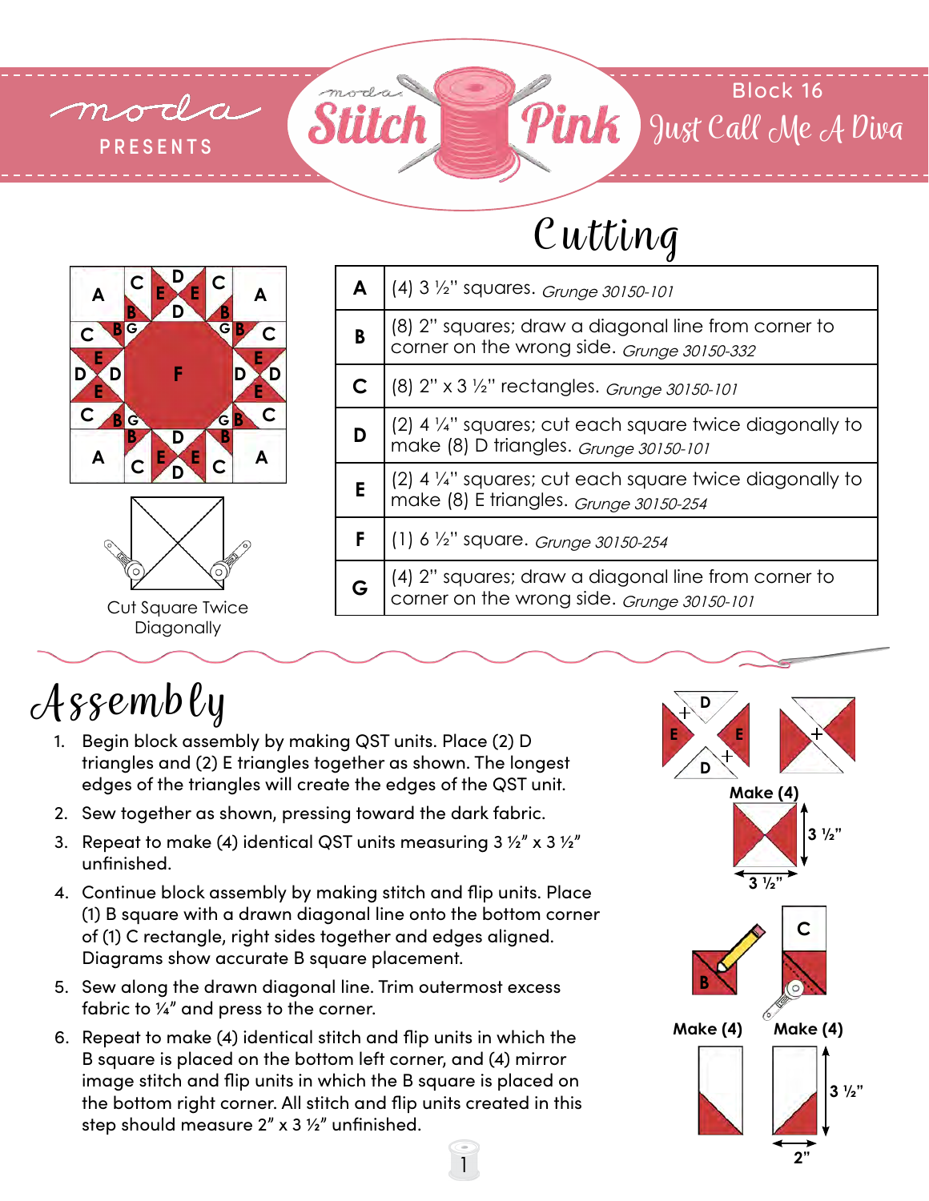moda PRESENTS

Stitch Pink

Block 16

Just Call Me A Diva

# Cutting

Cut Square Twice Diagonally

| | |
|---|---|
| **A** | (4) 3 ½" squares. *Grunge 30150-101* |
| **B** | (8) 2" squares; draw a diagonal line from corner to corner on the wrong side. *Grunge 30150-332* |
| **C** | (8) 2" x 3 ½" rectangles. *Grunge 30150-101* |
| **D** | (2) 4 ¼" squares; cut each square twice diagonally to make (8) D triangles. *Grunge 30150-101* |
| **E** | (2) 4 ¼" squares; cut each square twice diagonally to make (8) E triangles. *Grunge 30150-254* |
| **F** | (1) 6 ½" square. *Grunge 30150-254* |
| **G** | (4) 2" squares; draw a diagonal line from corner to corner on the wrong side. *Grunge 30150-101* |

# Assembly

1. Begin block assembly by making QST units. Place (2) D triangles and (2) E triangles together as shown. The longest edges of the triangles will create the edges of the QST unit.
2. Sew together as shown, pressing toward the dark fabric.
3. Repeat to make (4) identical QST units measuring 3 ½" x 3 ½" unfinished.
4. Continue block assembly by making stitch and flip units. Place (1) B square with a drawn diagonal line onto the bottom corner of (1) C rectangle, right sides together and edges aligned. Diagrams show accurate B square placement.
5. Sew along the drawn diagonal line. Trim outermost excess fabric to ¼" and press to the corner.
6. Repeat to make (4) identical stitch and flip units in which the B square is placed on the bottom left corner, and (4) mirror image stitch and flip units in which the B square is placed on the bottom right corner. All stitch and flip units created in this step should measure 2" x 3 ½" unfinished.

Make (4)

3 ½"

3 ½"

Make (4)

Make (4)

3 ½"

2"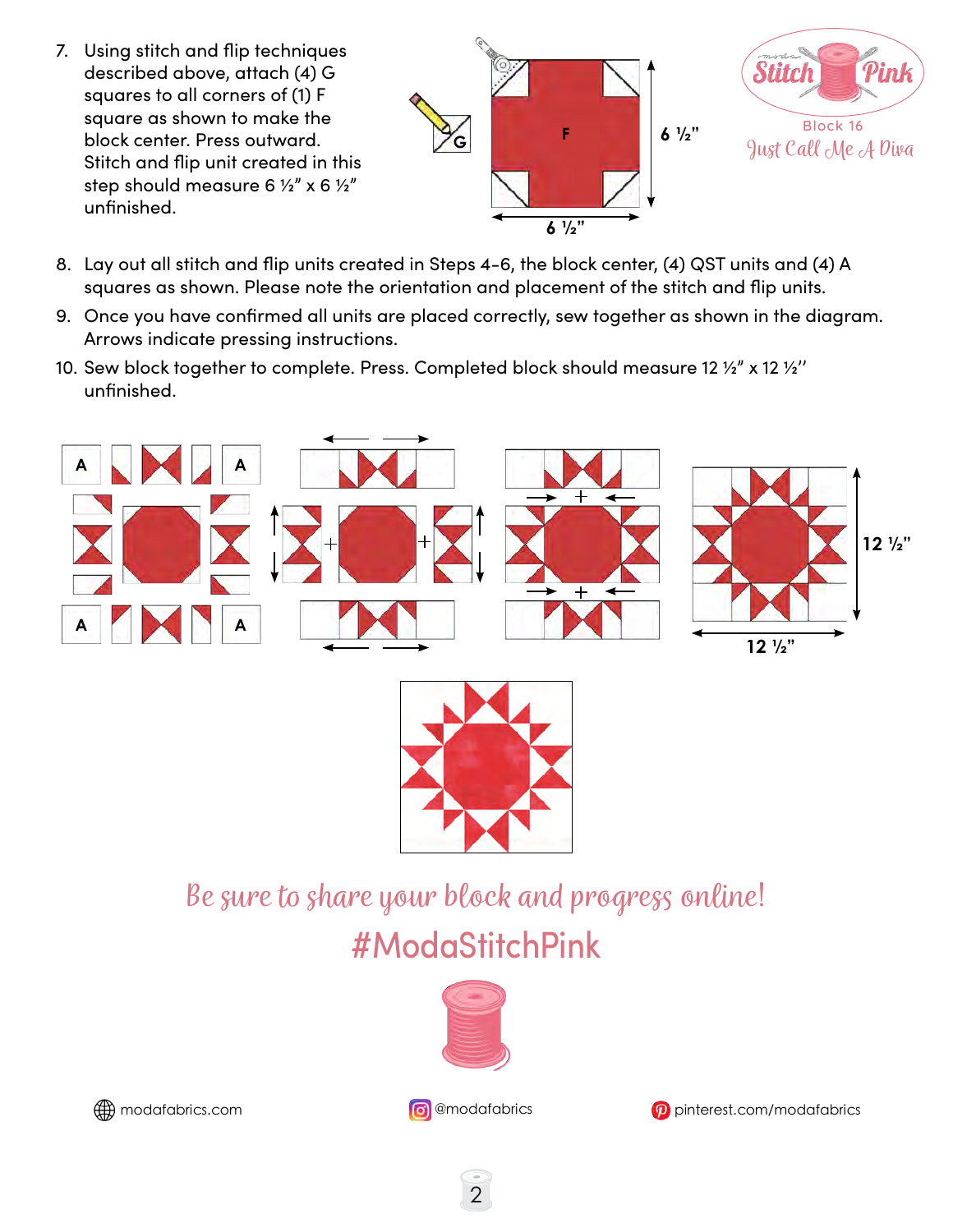7. Using stitch and flip techniques described above, attach (4) G squares to all corners of (1) F square as shown to make the block center. Press outward. Stitch and flip unit created in this step should measure 6 ½" x 6 ½" unfinished.

G

F

6 ½"

6 ½"

Stitch Pink

Block 16

*Just Call Me A Diva*

8. Lay out all stitch and flip units created in Steps 4-6, the block center, (4) QST units and (4) A squares as shown. Please note the orientation and placement of the stitch and flip units.
9. Once you have confirmed all units are placed correctly, sew together as shown in the diagram. Arrows indicate pressing instructions.
10. Sew block together to complete. Press. Completed block should measure 12 ½" x 12 ½'' unfinished.

A A A A

12 ½"

12 ½"

*Be sure to share your block and progress online!*

#ModaStitchPink

modafabrics.com

@modafabrics

pinterest.com/modafabrics